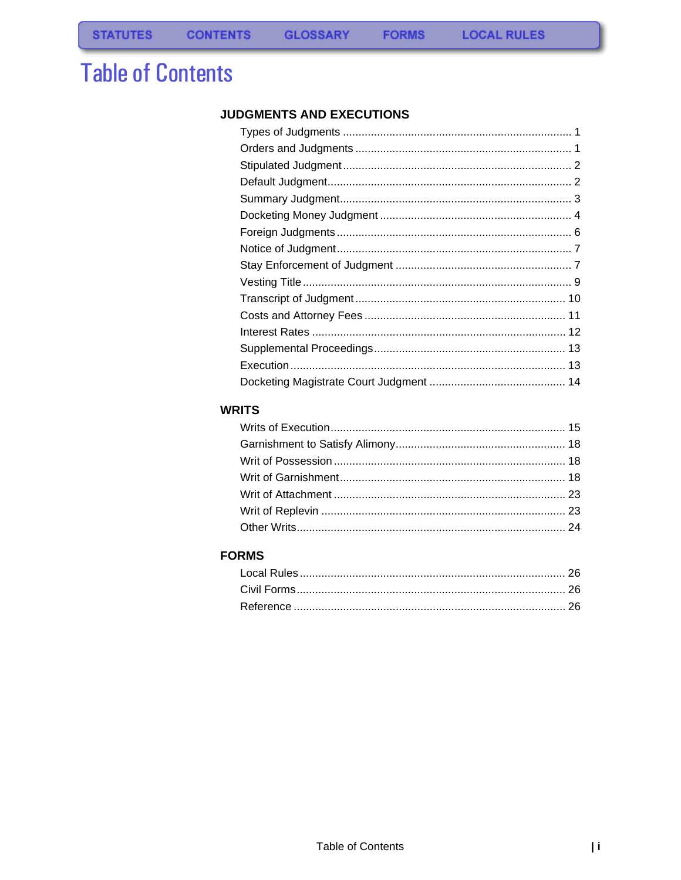# Table of Contents

## JUDGMENTS AND EXECUTIONS

- Types of Judgments ........ 1
- Orders and Judgments ........ 1
- Stipulated Judgment ........ 2
- Default Judgment ........ 2
- Summary Judgment ........ 3
- Docketing Money Judgment ........ 4
- Foreign Judgments ........ 6
- Notice of Judgment ........ 7
- Stay Enforcement of Judgment ........ 7
- Vesting Title ........ 9
- Transcript of Judgment ........ 10
- Costs and Attorney Fees ........ 11
- Interest Rates ........ 12
- Supplemental Proceedings ........ 13
- Execution ........ 13
- Docketing Magistrate Court Judgment ........ 14

## WRITS

- Writs of Execution ........ 15
- Garnishment to Satisfy Alimony ........ 18
- Writ of Possession ........ 18
- Writ of Garnishment ........ 18
- Writ of Attachment ........ 23
- Writ of Replevin ........ 23
- Other Writs ........ 24

## FORMS

- Local Rules ........ 26
- Civil Forms ........ 26
- Reference ........ 26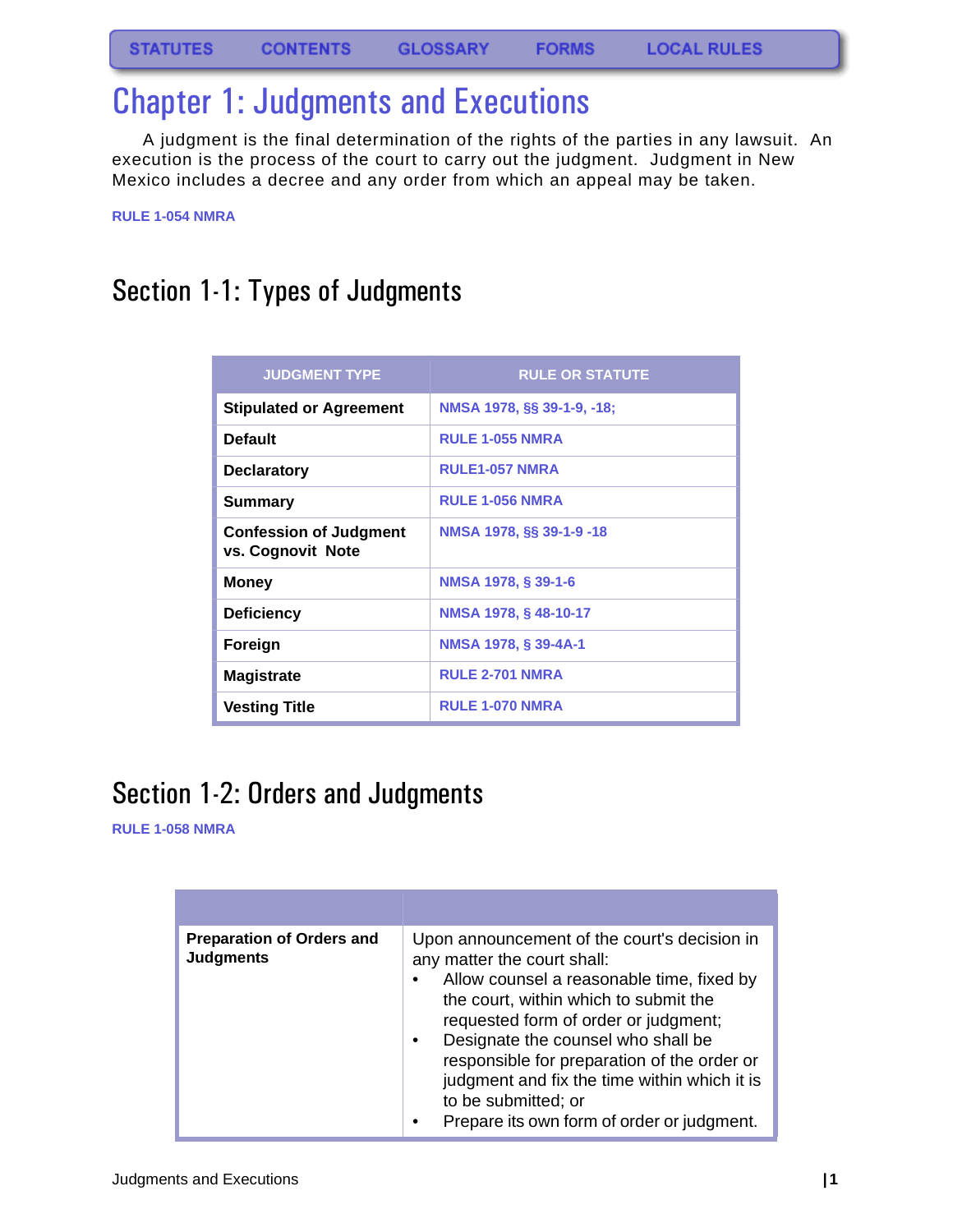STATUTES CONTENTS GLOSSARY FORMS LOCAL RULES

# Chapter 1: Judgments and Executions

A judgment is the final determination of the rights of the parties in any lawsuit. An execution is the process of the court to carry out the judgment. Judgment in New Mexico includes a decree and any order from which an appeal may be taken.

**RULE 1-054 NMRA**

## Section 1-1: Types of Judgments

| JUDGMENT TYPE | RULE OR STATUTE |
| --- | --- |
| **Stipulated or Agreement** | NMSA 1978, §§ 39-1-9, -18; |
| **Default** | RULE 1-055 NMRA |
| **Declaratory** | RULE1-057 NMRA |
| **Summary** | RULE 1-056 NMRA |
| **Confession of Judgment vs. Cognovit Note** | NMSA 1978, §§ 39-1-9 -18 |
| **Money** | NMSA 1978, § 39-1-6 |
| **Deficiency** | NMSA 1978, § 48-10-17 |
| **Foreign** | NMSA 1978, § 39-4A-1 |
| **Magistrate** | RULE 2-701 NMRA |
| **Vesting Title** | RULE 1-070 NMRA |

## Section 1-2: Orders and Judgments

**RULE 1-058 NMRA**

| | |
| --- | --- |
| **Preparation of Orders and Judgments** | Upon announcement of the court's decision in any matter the court shall:<br>• Allow counsel a reasonable time, fixed by the court, within which to submit the requested form of order or judgment;<br>• Designate the counsel who shall be responsible for preparation of the order or judgment and fix the time within which it is to be submitted; or<br>• Prepare its own form of order or judgment. |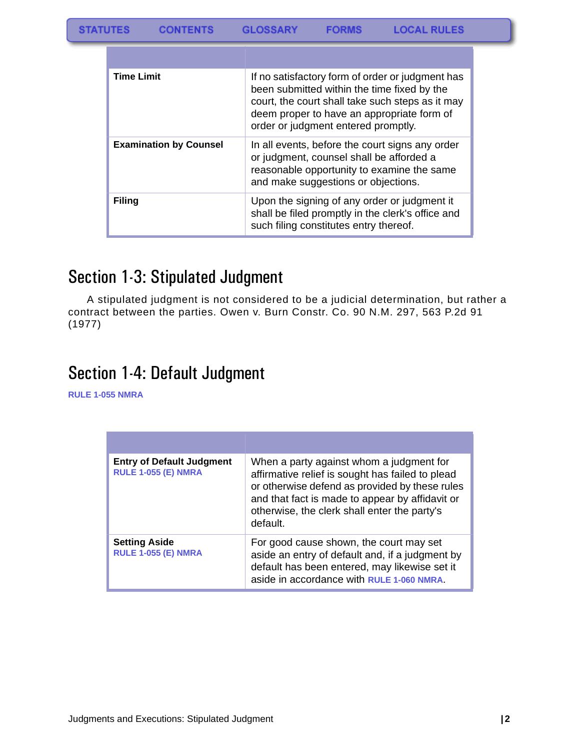| | |
|---|---|
| **Time Limit** | If no satisfactory form of order or judgment has been submitted within the time fixed by the court, the court shall take such steps as it may deem proper to have an appropriate form of order or judgment entered promptly. |
| **Examination by Counsel** | In all events, before the court signs any order or judgment, counsel shall be afforded a reasonable opportunity to examine the same and make suggestions or objections. |
| **Filing** | Upon the signing of any order or judgment it shall be filed promptly in the clerk's office and such filing constitutes entry thereof. |

## Section 1-3: Stipulated Judgment

A stipulated judgment is not considered to be a judicial determination, but rather a contract between the parties. Owen v. Burn Constr. Co. 90 N.M. 297, 563 P.2d 91 (1977)

## Section 1-4: Default Judgment

RULE 1-055 NMRA

| | |
|---|---|
| **Entry of Default Judgment** RULE 1-055 (E) NMRA | When a party against whom a judgment for affirmative relief is sought has failed to plead or otherwise defend as provided by these rules and that fact is made to appear by affidavit or otherwise, the clerk shall enter the party's default. |
| **Setting Aside** RULE 1-055 (E) NMRA | For good cause shown, the court may set aside an entry of default and, if a judgment by default has been entered, may likewise set it aside in accordance with RULE 1-060 NMRA. |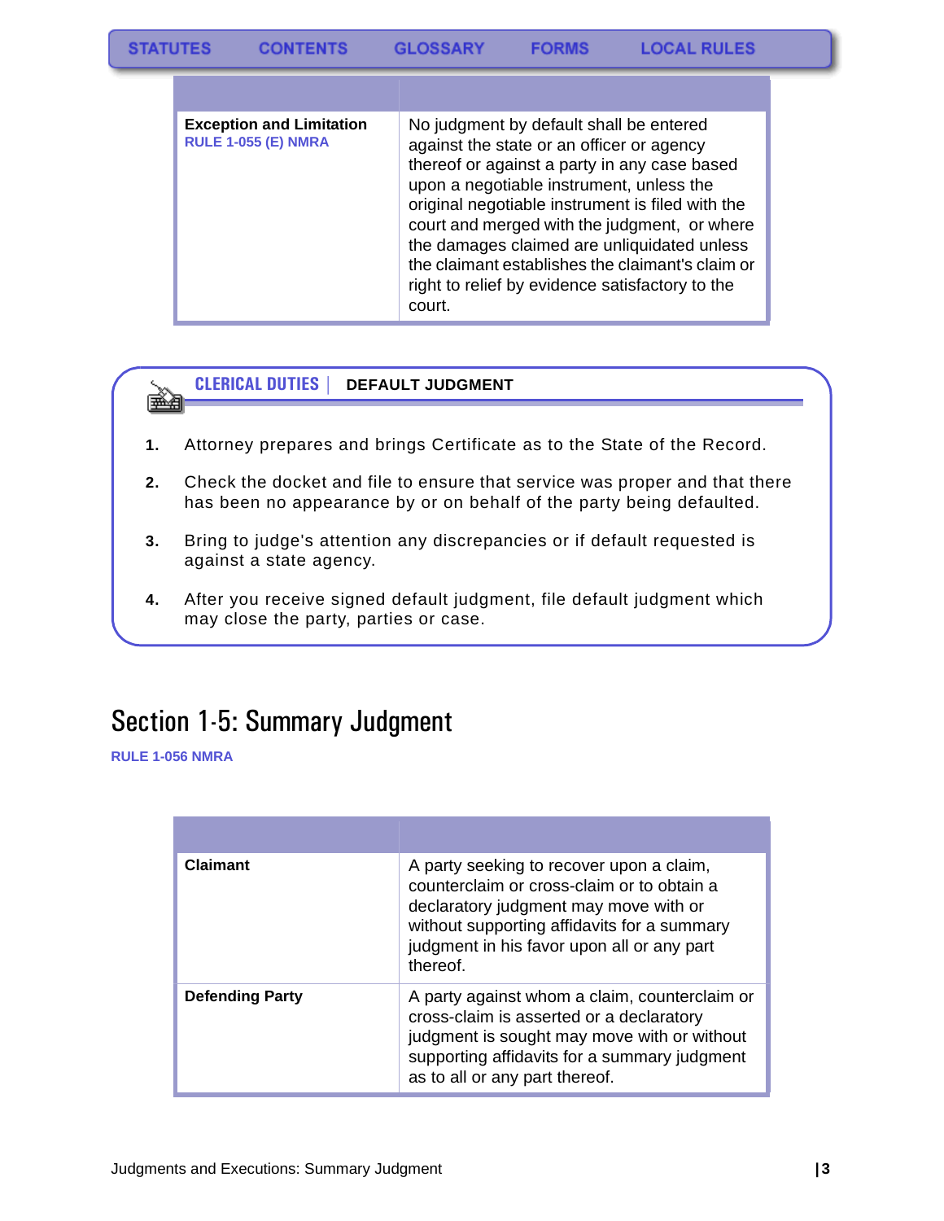| | |
|---|---|
| **Exception and Limitation** RULE 1-055 (E) NMRA | No judgment by default shall be entered against the state or an officer or agency thereof or against a party in any case based upon a negotiable instrument, unless the original negotiable instrument is filed with the court and merged with the judgment, or where the damages claimed are unliquidated unless the claimant establishes the claimant's claim or right to relief by evidence satisfactory to the court. |

**CLERICAL DUTIES | DEFAULT JUDGMENT**

1. Attorney prepares and brings Certificate as to the State of the Record.
2. Check the docket and file to ensure that service was proper and that there has been no appearance by or on behalf of the party being defaulted.
3. Bring to judge's attention any discrepancies or if default requested is against a state agency.
4. After you receive signed default judgment, file default judgment which may close the party, parties or case.

# Section 1-5: Summary Judgment

RULE 1-056 NMRA

| | |
|---|---|
| **Claimant** | A party seeking to recover upon a claim, counterclaim or cross-claim or to obtain a declaratory judgment may move with or without supporting affidavits for a summary judgment in his favor upon all or any part thereof. |
| **Defending Party** | A party against whom a claim, counterclaim or cross-claim is asserted or a declaratory judgment is sought may move with or without supporting affidavits for a summary judgment as to all or any part thereof. |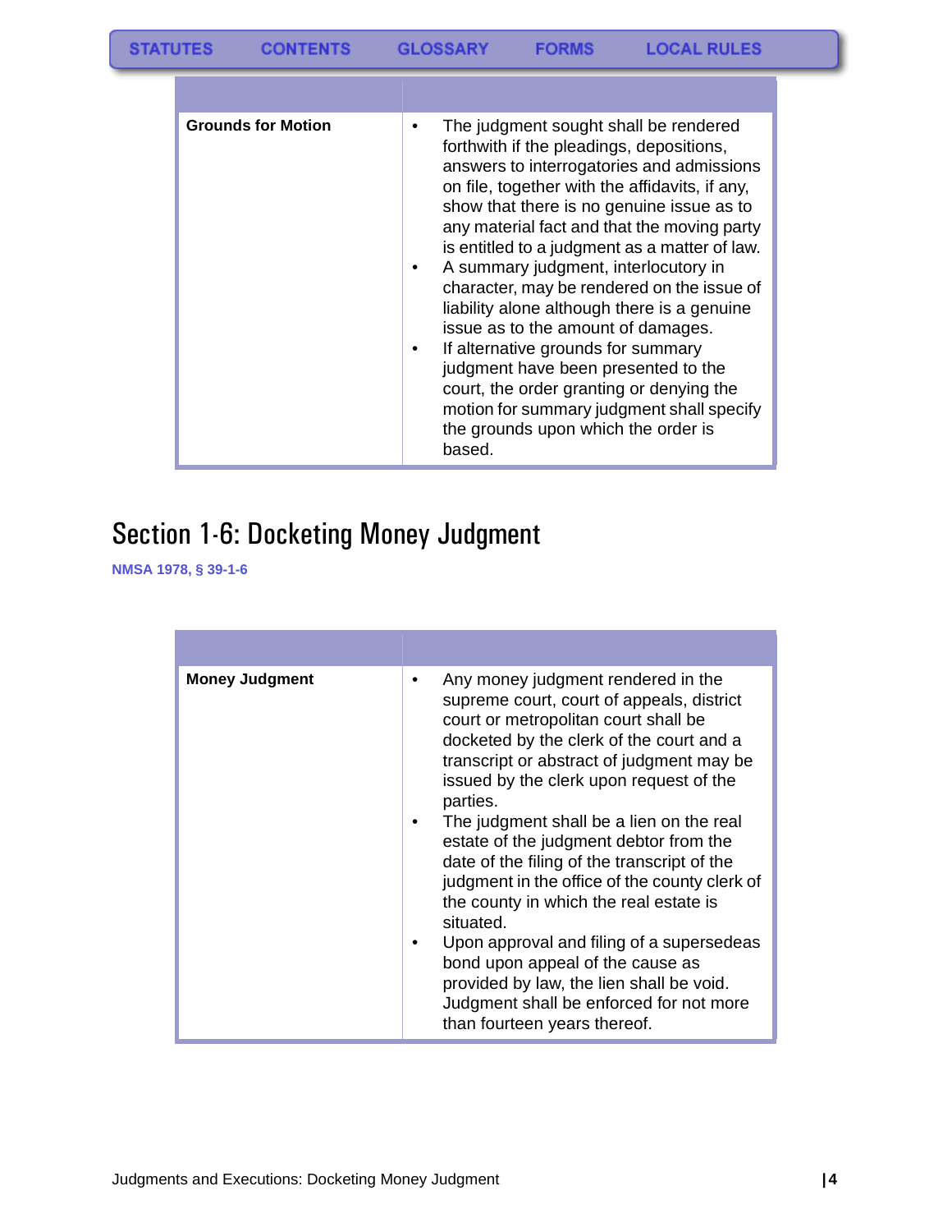| | |
|---|---|
| **Grounds for Motion** | • The judgment sought shall be rendered forthwith if the pleadings, depositions, answers to interrogatories and admissions on file, together with the affidavits, if any, show that there is no genuine issue as to any material fact and that the moving party is entitled to a judgment as a matter of law.<br>• A summary judgment, interlocutory in character, may be rendered on the issue of liability alone although there is a genuine issue as to the amount of damages.<br>• If alternative grounds for summary judgment have been presented to the court, the order granting or denying the motion for summary judgment shall specify the grounds upon which the order is based. |

# Section 1-6: Docketing Money Judgment

**NMSA 1978, § 39-1-6**

| | |
|---|---|
| **Money Judgment** | • Any money judgment rendered in the supreme court, court of appeals, district court or metropolitan court shall be docketed by the clerk of the court and a transcript or abstract of judgment may be issued by the clerk upon request of the parties.<br>• The judgment shall be a lien on the real estate of the judgment debtor from the date of the filing of the transcript of the judgment in the office of the county clerk of the county in which the real estate is situated.<br>• Upon approval and filing of a supersedeas bond upon appeal of the cause as provided by law, the lien shall be void. Judgment shall be enforced for not more than fourteen years thereof. |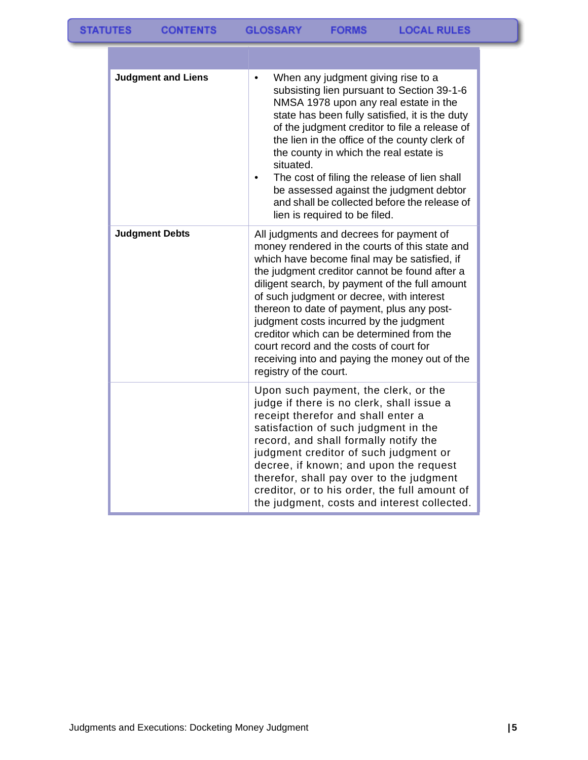| | |
|---|---|
| **Judgment and Liens** | • When any judgment giving rise to a subsisting lien pursuant to Section 39-1-6 NMSA 1978 upon any real estate in the state has been fully satisfied, it is the duty of the judgment creditor to file a release of the lien in the office of the county clerk of the county in which the real estate is situated.<br>• The cost of filing the release of lien shall be assessed against the judgment debtor and shall be collected before the release of lien is required to be filed. |
| **Judgment Debts** | All judgments and decrees for payment of money rendered in the courts of this state and which have become final may be satisfied, if the judgment creditor cannot be found after a diligent search, by payment of the full amount of such judgment or decree, with interest thereon to date of payment, plus any post-judgment costs incurred by the judgment creditor which can be determined from the court record and the costs of court for receiving into and paying the money out of the registry of the court. |
| | Upon such payment, the clerk, or the judge if there is no clerk, shall issue a receipt therefor and shall enter a satisfaction of such judgment in the record, and shall formally notify the judgment creditor of such judgment or decree, if known; and upon the request therefor, shall pay over to the judgment creditor, or to his order, the full amount of the judgment, costs and interest collected. |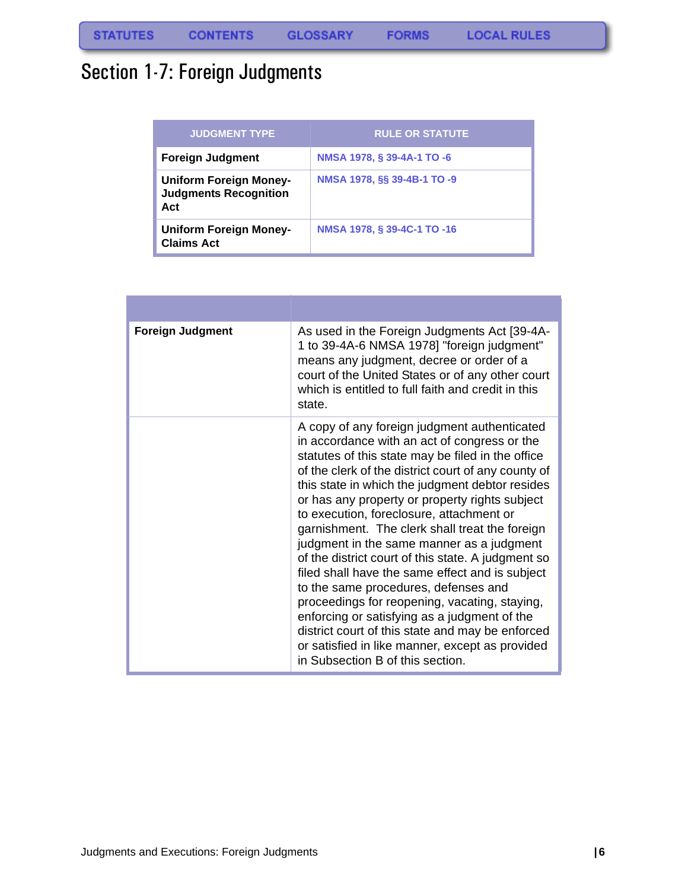STATUTES CONTENTS GLOSSARY FORMS LOCAL RULES

# Section 1-7: Foreign Judgments

| JUDGMENT TYPE | RULE OR STATUTE |
|---|---|
| **Foreign Judgment** | NMSA 1978, § 39-4A-1 TO -6 |
| **Uniform Foreign Money-Judgments Recognition Act** | NMSA 1978, §§ 39-4B-1 TO -9 |
| **Uniform Foreign Money-Claims Act** | NMSA 1978, § 39-4C-1 TO -16 |

| | |
|---|---|
| **Foreign Judgment** | As used in the Foreign Judgments Act [39-4A-1 to 39-4A-6 NMSA 1978] "foreign judgment" means any judgment, decree or order of a court of the United States or of any other court which is entitled to full faith and credit in this state. |
| | A copy of any foreign judgment authenticated in accordance with an act of congress or the statutes of this state may be filed in the office of the clerk of the district court of any county of this state in which the judgment debtor resides or has any property or property rights subject to execution, foreclosure, attachment or garnishment. The clerk shall treat the foreign judgment in the same manner as a judgment of the district court of this state. A judgment so filed shall have the same effect and is subject to the same procedures, defenses and proceedings for reopening, vacating, staying, enforcing or satisfying as a judgment of the district court of this state and may be enforced or satisfied in like manner, except as provided in Subsection B of this section. |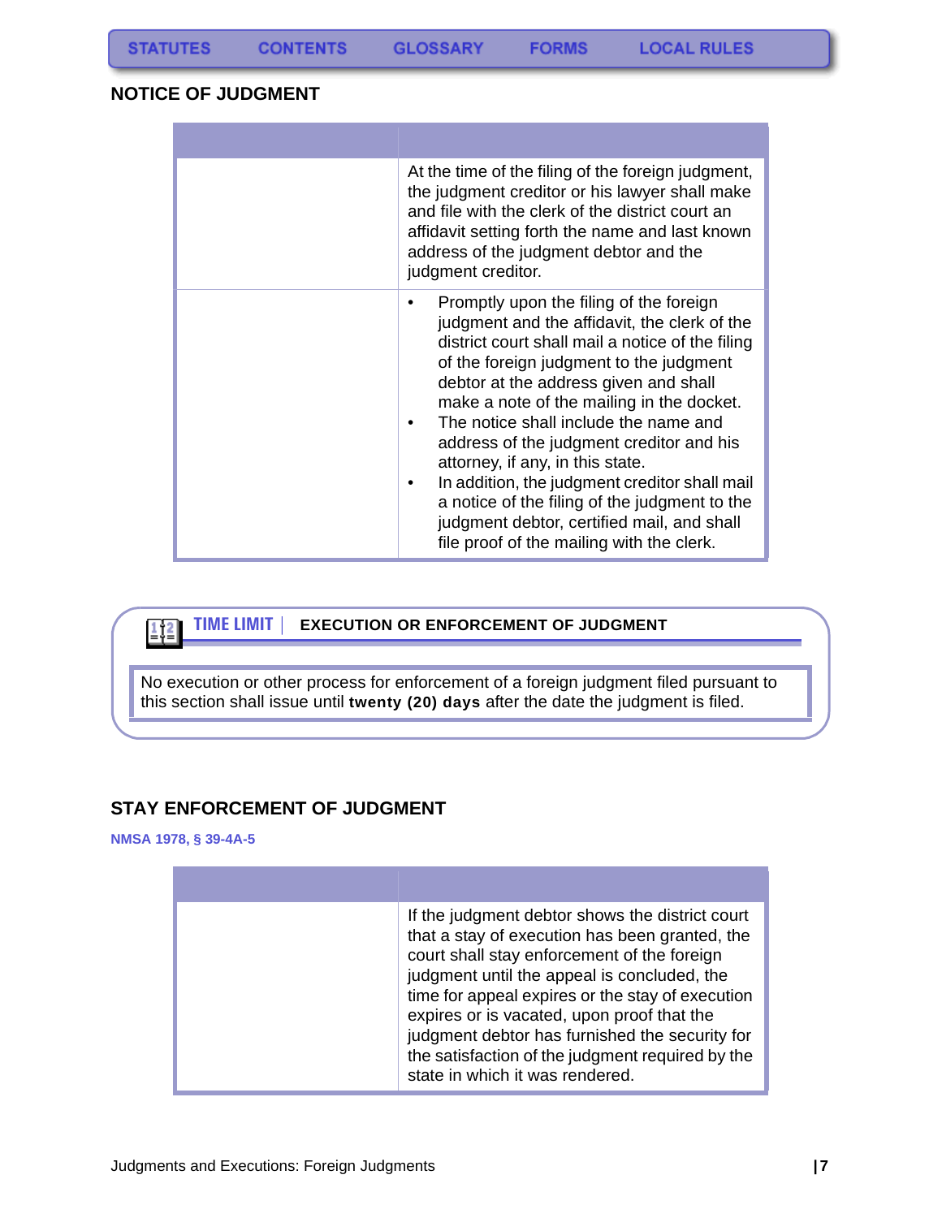## NOTICE OF JUDGMENT

| | |
|---|---|
| | At the time of the filing of the foreign judgment, the judgment creditor or his lawyer shall make and file with the clerk of the district court an affidavit setting forth the name and last known address of the judgment debtor and the judgment creditor. |
| | • Promptly upon the filing of the foreign judgment and the affidavit, the clerk of the district court shall mail a notice of the filing of the foreign judgment to the judgment debtor at the address given and shall make a note of the mailing in the docket.<br>• The notice shall include the name and address of the judgment creditor and his attorney, if any, in this state.<br>• In addition, the judgment creditor shall mail a notice of the filing of the judgment to the judgment debtor, certified mail, and shall file proof of the mailing with the clerk. |

**TIME LIMIT** | **EXECUTION OR ENFORCEMENT OF JUDGMENT**

No execution or other process for enforcement of a foreign judgment filed pursuant to this section shall issue until **twenty (20) days** after the date the judgment is filed.

## STAY ENFORCEMENT OF JUDGMENT

NMSA 1978, § 39-4A-5

| | |
|---|---|
| | If the judgment debtor shows the district court that a stay of execution has been granted, the court shall stay enforcement of the foreign judgment until the appeal is concluded, the time for appeal expires or the stay of execution expires or is vacated, upon proof that the judgment debtor has furnished the security for the satisfaction of the judgment required by the state in which it was rendered. |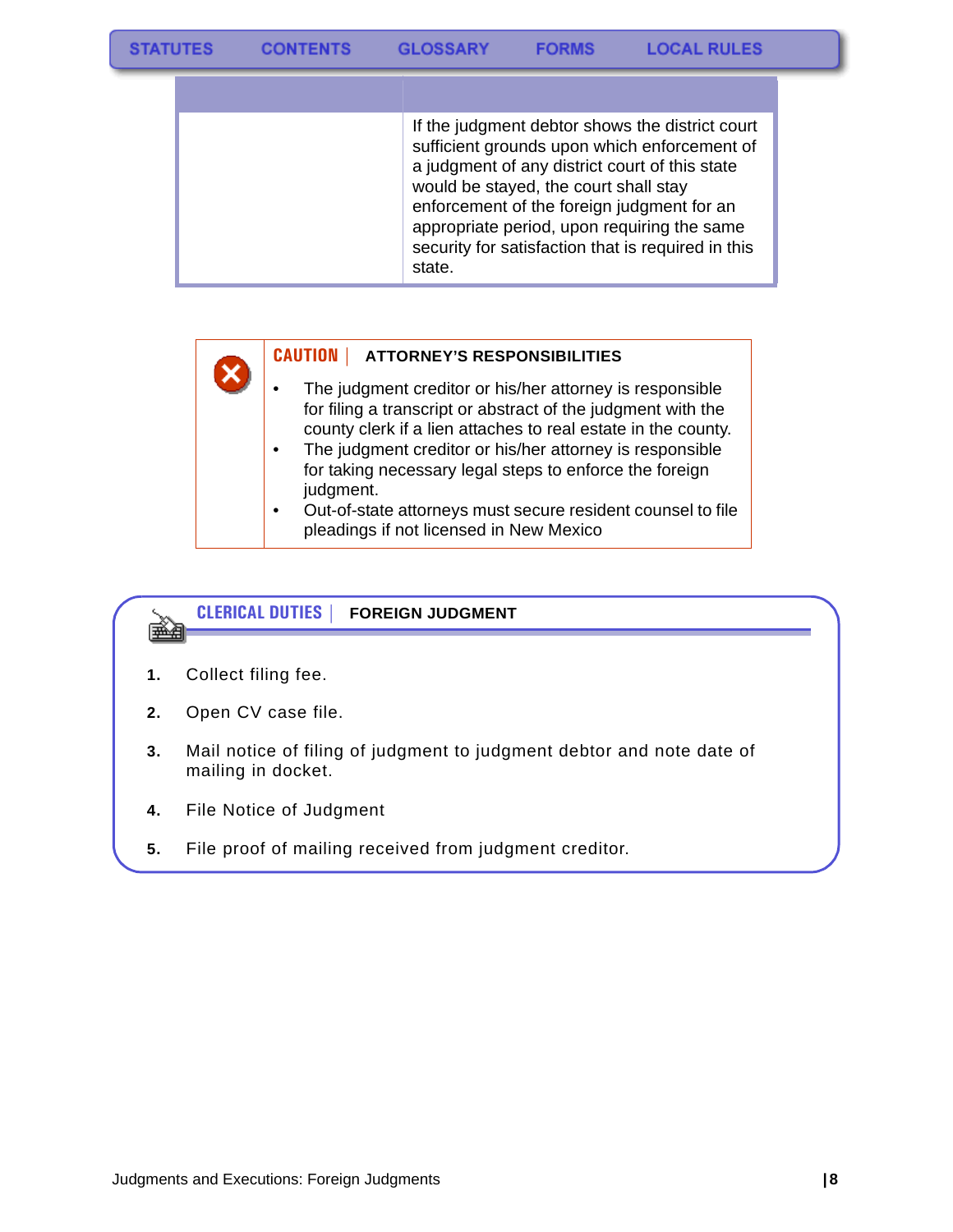| | |
|---|---|
| | If the judgment debtor shows the district court sufficient grounds upon which enforcement of a judgment of any district court of this state would be stayed, the court shall stay enforcement of the foreign judgment for an appropriate period, upon requiring the same security for satisfaction that is required in this state. |

**CAUTION | ATTORNEY'S RESPONSIBILITIES**

- The judgment creditor or his/her attorney is responsible for filing a transcript or abstract of the judgment with the county clerk if a lien attaches to real estate in the county.
- The judgment creditor or his/her attorney is responsible for taking necessary legal steps to enforce the foreign judgment.
- Out-of-state attorneys must secure resident counsel to file pleadings if not licensed in New Mexico

**CLERICAL DUTIES | FOREIGN JUDGMENT**

1. Collect filing fee.
2. Open CV case file.
3. Mail notice of filing of judgment to judgment debtor and note date of mailing in docket.
4. File Notice of Judgment
5. File proof of mailing received from judgment creditor.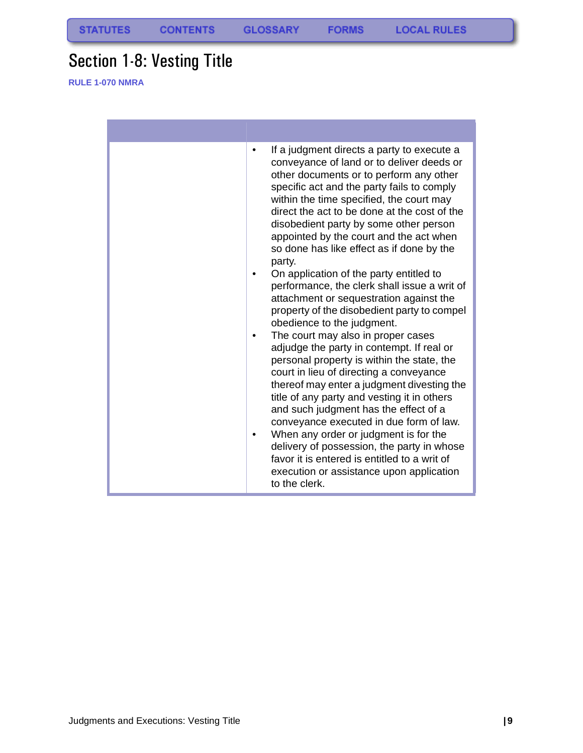STATUTES CONTENTS GLOSSARY FORMS LOCAL RULES

# Section 1-8: Vesting Title

**RULE 1-070 NMRA**

| | |
|---|---|
| | • If a judgment directs a party to execute a conveyance of land or to deliver deeds or other documents or to perform any other specific act and the party fails to comply within the time specified, the court may direct the act to be done at the cost of the disobedient party by some other person appointed by the court and the act when so done has like effect as if done by the party.<br>• On application of the party entitled to performance, the clerk shall issue a writ of attachment or sequestration against the property of the disobedient party to compel obedience to the judgment.<br>• The court may also in proper cases adjudge the party in contempt. If real or personal property is within the state, the court in lieu of directing a conveyance thereof may enter a judgment divesting the title of any party and vesting it in others and such judgment has the effect of a conveyance executed in due form of law.<br>• When any order or judgment is for the delivery of possession, the party in whose favor it is entered is entitled to a writ of execution or assistance upon application to the clerk. |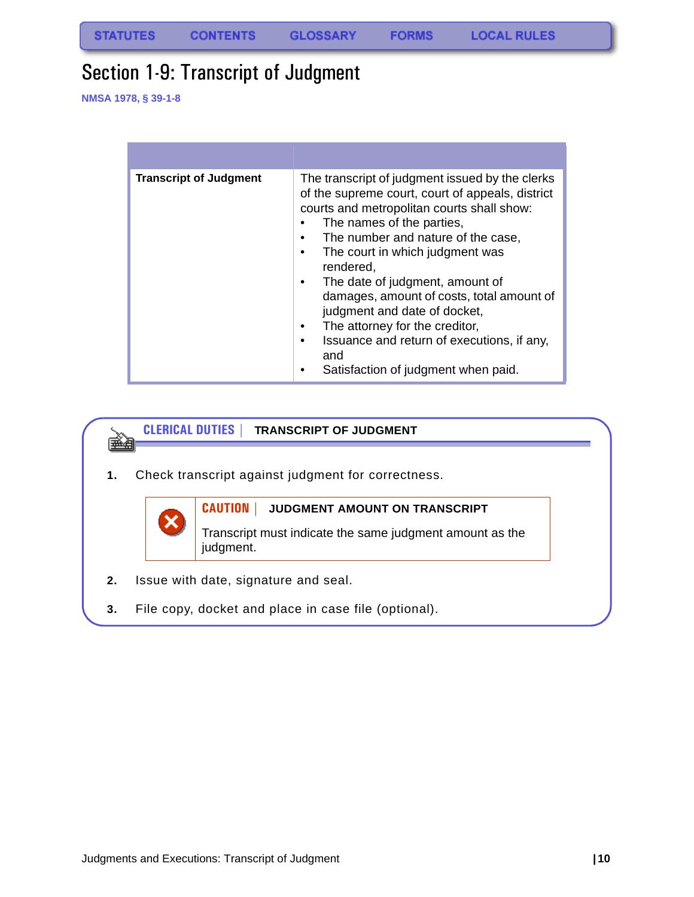STATUTES CONTENTS GLOSSARY FORMS LOCAL RULES

# Section 1-9: Transcript of Judgment

NMSA 1978, § 39-1-8

| | |
|---|---|
| **Transcript of Judgment** | The transcript of judgment issued by the clerks of the supreme court, court of appeals, district courts and metropolitan courts shall show:<br>• The names of the parties,<br>• The number and nature of the case,<br>• The court in which judgment was rendered,<br>• The date of judgment, amount of damages, amount of costs, total amount of judgment and date of docket,<br>• The attorney for the creditor,<br>• Issuance and return of executions, if any, and<br>• Satisfaction of judgment when paid. |

## CLERICAL DUTIES | TRANSCRIPT OF JUDGMENT

1. Check transcript against judgment for correctness.

> **CAUTION | JUDGMENT AMOUNT ON TRANSCRIPT**
>
> Transcript must indicate the same judgment amount as the judgment.

2. Issue with date, signature and seal.
3. File copy, docket and place in case file (optional).

Judgments and Executions: Transcript of Judgment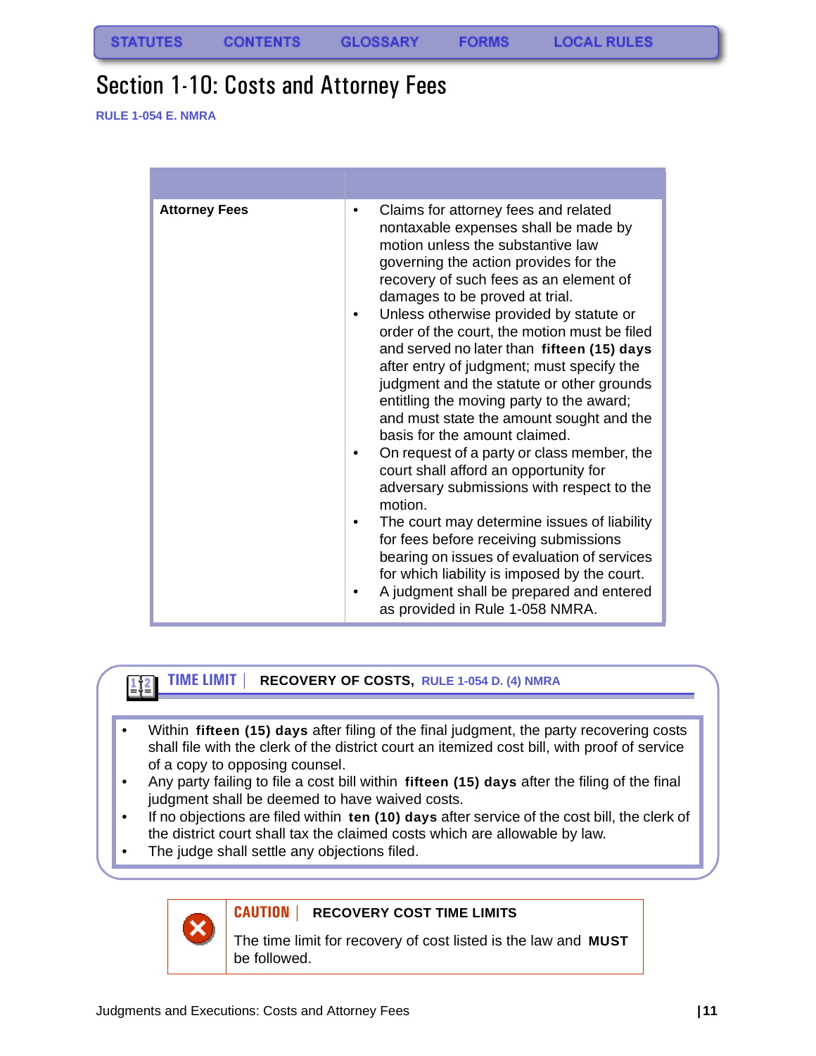# Section 1-10: Costs and Attorney Fees

RULE 1-054 E. NMRA

| | |
|---|---|
| **Attorney Fees** | • Claims for attorney fees and related nontaxable expenses shall be made by motion unless the substantive law governing the action provides for the recovery of such fees as an element of damages to be proved at trial.<br>• Unless otherwise provided by statute or order of the court, the motion must be filed and served no later than **fifteen (15) days** after entry of judgment; must specify the judgment and the statute or other grounds entitling the moving party to the award; and must state the amount sought and the basis for the amount claimed.<br>• On request of a party or class member, the court shall afford an opportunity for adversary submissions with respect to the motion.<br>• The court may determine issues of liability for fees before receiving submissions bearing on issues of evaluation of services for which liability is imposed by the court.<br>• A judgment shall be prepared and entered as provided in Rule 1-058 NMRA. |

**TIME LIMIT** | **RECOVERY OF COSTS,** RULE 1-054 D. (4) NMRA

- Within **fifteen (15) days** after filing of the final judgment, the party recovering costs shall file with the clerk of the district court an itemized cost bill, with proof of service of a copy to opposing counsel.
- Any party failing to file a cost bill within **fifteen (15) days** after the filing of the final judgment shall be deemed to have waived costs.
- If no objections are filed within **ten (10) days** after service of the cost bill, the clerk of the district court shall tax the claimed costs which are allowable by law.
- The judge shall settle any objections filed.

**CAUTION** | **RECOVERY COST TIME LIMITS**

The time limit for recovery of cost listed is the law and **MUST** be followed.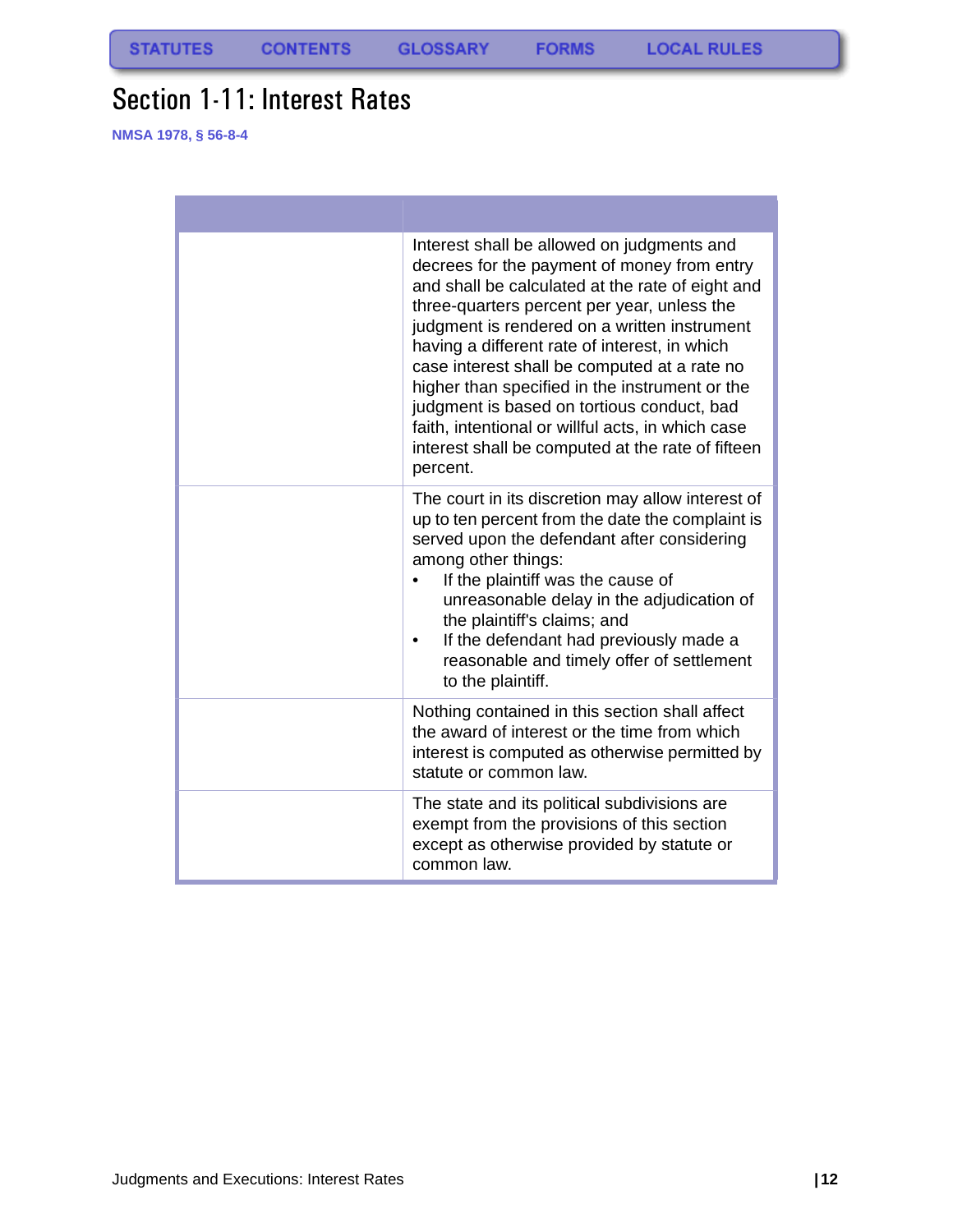# Section 1-11: Interest Rates

NMSA 1978, § 56-8-4

| | |
|---|---|
| | Interest shall be allowed on judgments and decrees for the payment of money from entry and shall be calculated at the rate of eight and three-quarters percent per year, unless the judgment is rendered on a written instrument having a different rate of interest, in which case interest shall be computed at a rate no higher than specified in the instrument or the judgment is based on tortious conduct, bad faith, intentional or willful acts, in which case interest shall be computed at the rate of fifteen percent. |
| | The court in its discretion may allow interest of up to ten percent from the date the complaint is served upon the defendant after considering among other things:<br>• If the plaintiff was the cause of unreasonable delay in the adjudication of the plaintiff's claims; and<br>• If the defendant had previously made a reasonable and timely offer of settlement to the plaintiff. |
| | Nothing contained in this section shall affect the award of interest or the time from which interest is computed as otherwise permitted by statute or common law. |
| | The state and its political subdivisions are exempt from the provisions of this section except as otherwise provided by statute or common law. |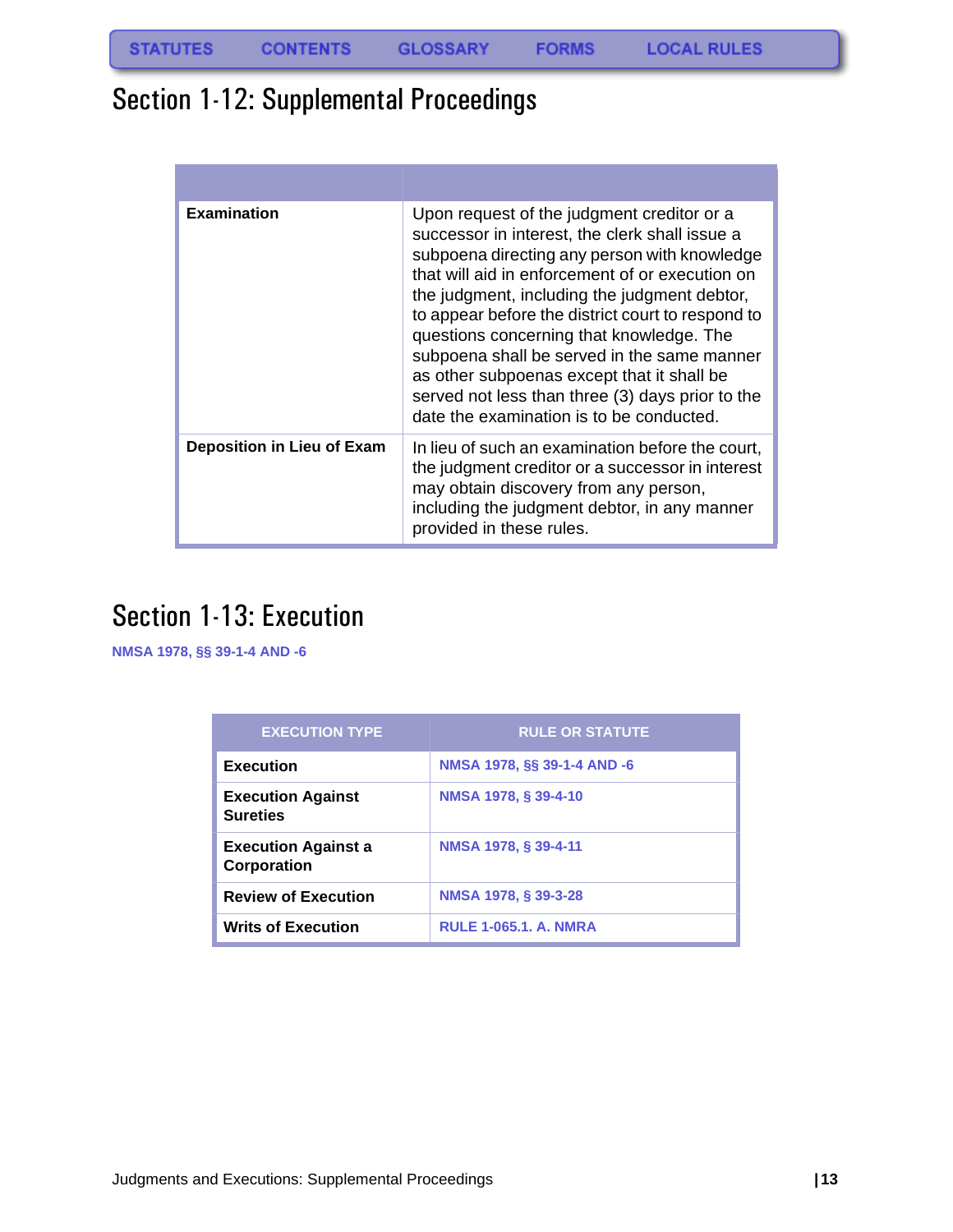## Section 1-12: Supplemental Proceedings

| | |
|---|---|
| **Examination** | Upon request of the judgment creditor or a successor in interest, the clerk shall issue a subpoena directing any person with knowledge that will aid in enforcement of or execution on the judgment, including the judgment debtor, to appear before the district court to respond to questions concerning that knowledge. The subpoena shall be served in the same manner as other subpoenas except that it shall be served not less than three (3) days prior to the date the examination is to be conducted. |
| **Deposition in Lieu of Exam** | In lieu of such an examination before the court, the judgment creditor or a successor in interest may obtain discovery from any person, including the judgment debtor, in any manner provided in these rules. |

## Section 1-13: Execution

NMSA 1978, §§ 39-1-4 AND -6

| EXECUTION TYPE | RULE OR STATUTE |
|---|---|
| **Execution** | NMSA 1978, §§ 39-1-4 AND -6 |
| **Execution Against Sureties** | NMSA 1978, § 39-4-10 |
| **Execution Against a Corporation** | NMSA 1978, § 39-4-11 |
| **Review of Execution** | NMSA 1978, § 39-3-28 |
| **Writs of Execution** | RULE 1-065.1. A. NMRA |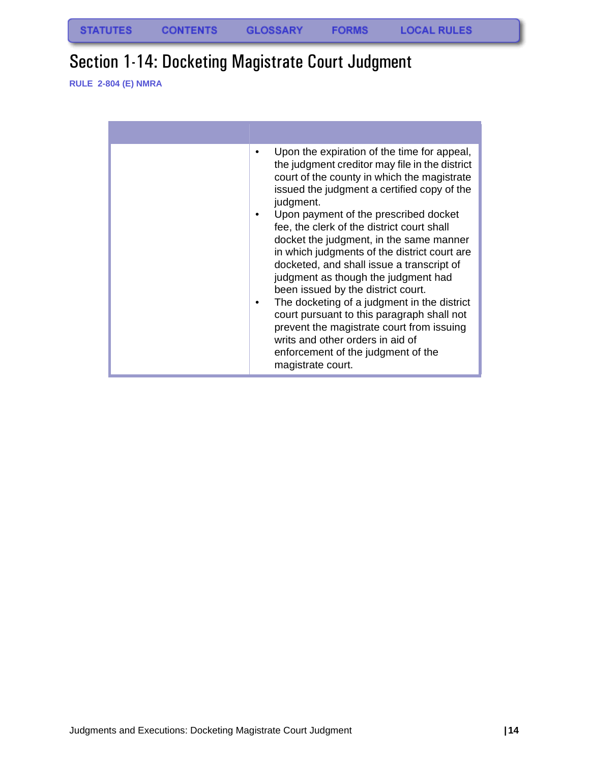STATUTES CONTENTS GLOSSARY FORMS LOCAL RULES

# Section 1-14: Docketing Magistrate Court Judgment

**RULE 2-804 (E) NMRA**

| | |
|---|---|
| | • Upon the expiration of the time for appeal, the judgment creditor may file in the district court of the county in which the magistrate issued the judgment a certified copy of the judgment.<br>• Upon payment of the prescribed docket fee, the clerk of the district court shall docket the judgment, in the same manner in which judgments of the district court are docketed, and shall issue a transcript of judgment as though the judgment had been issued by the district court.<br>• The docketing of a judgment in the district court pursuant to this paragraph shall not prevent the magistrate court from issuing writs and other orders in aid of enforcement of the judgment of the magistrate court. |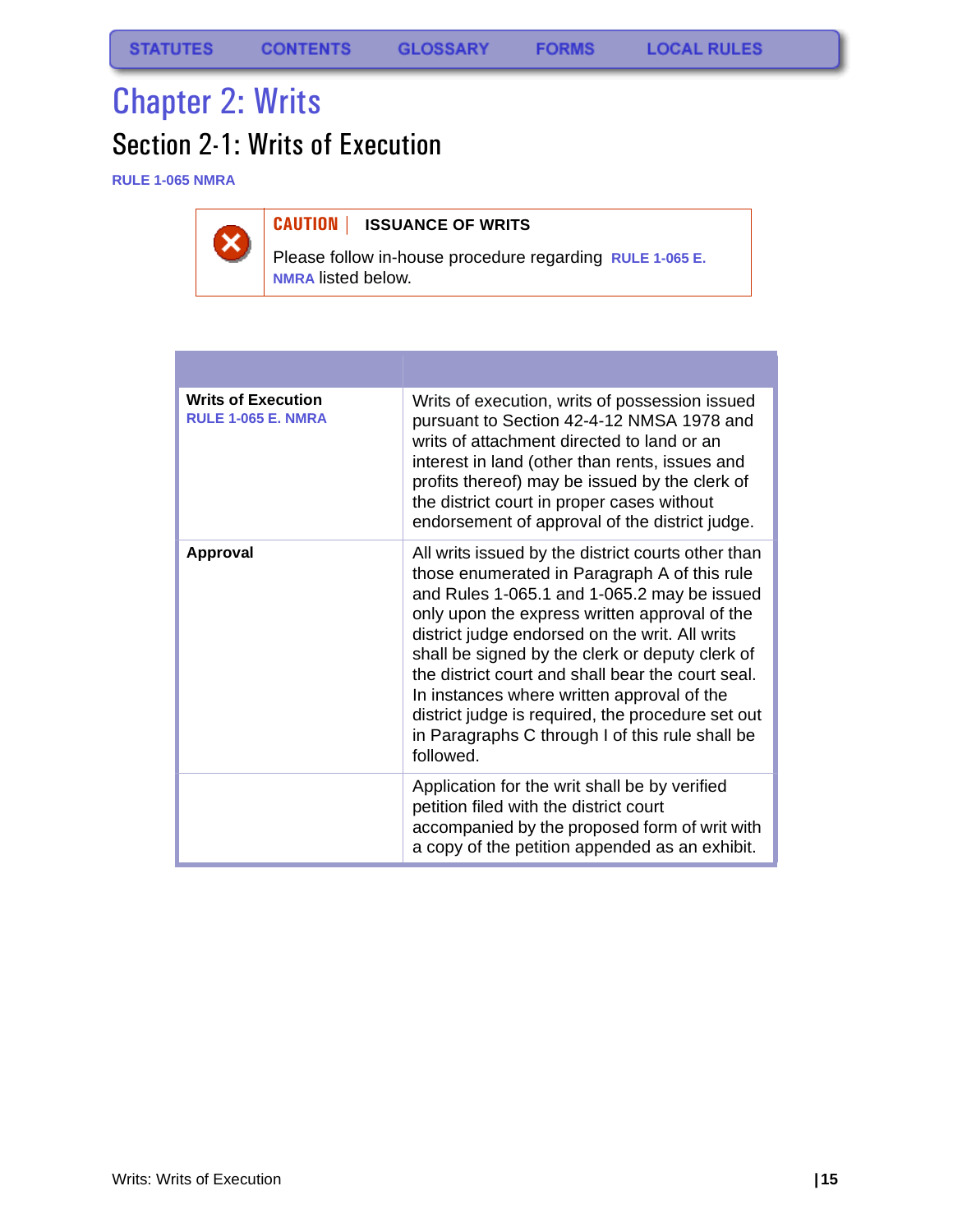# Chapter 2: Writs

## Section 2-1: Writs of Execution

**RULE 1-065 NMRA**

> **CAUTION | ISSUANCE OF WRITS**
>
> Please follow in-house procedure regarding **RULE 1-065 E. NMRA** listed below.

| | |
|---|---|
| **Writs of Execution** **RULE 1-065 E. NMRA** | Writs of execution, writs of possession issued pursuant to Section 42-4-12 NMSA 1978 and writs of attachment directed to land or an interest in land (other than rents, issues and profits thereof) may be issued by the clerk of the district court in proper cases without endorsement of approval of the district judge. |
| **Approval** | All writs issued by the district courts other than those enumerated in Paragraph A of this rule and Rules 1-065.1 and 1-065.2 may be issued only upon the express written approval of the district judge endorsed on the writ. All writs shall be signed by the clerk or deputy clerk of the district court and shall bear the court seal. In instances where written approval of the district judge is required, the procedure set out in Paragraphs C through I of this rule shall be followed. |
| | Application for the writ shall be by verified petition filed with the district court accompanied by the proposed form of writ with a copy of the petition appended as an exhibit. |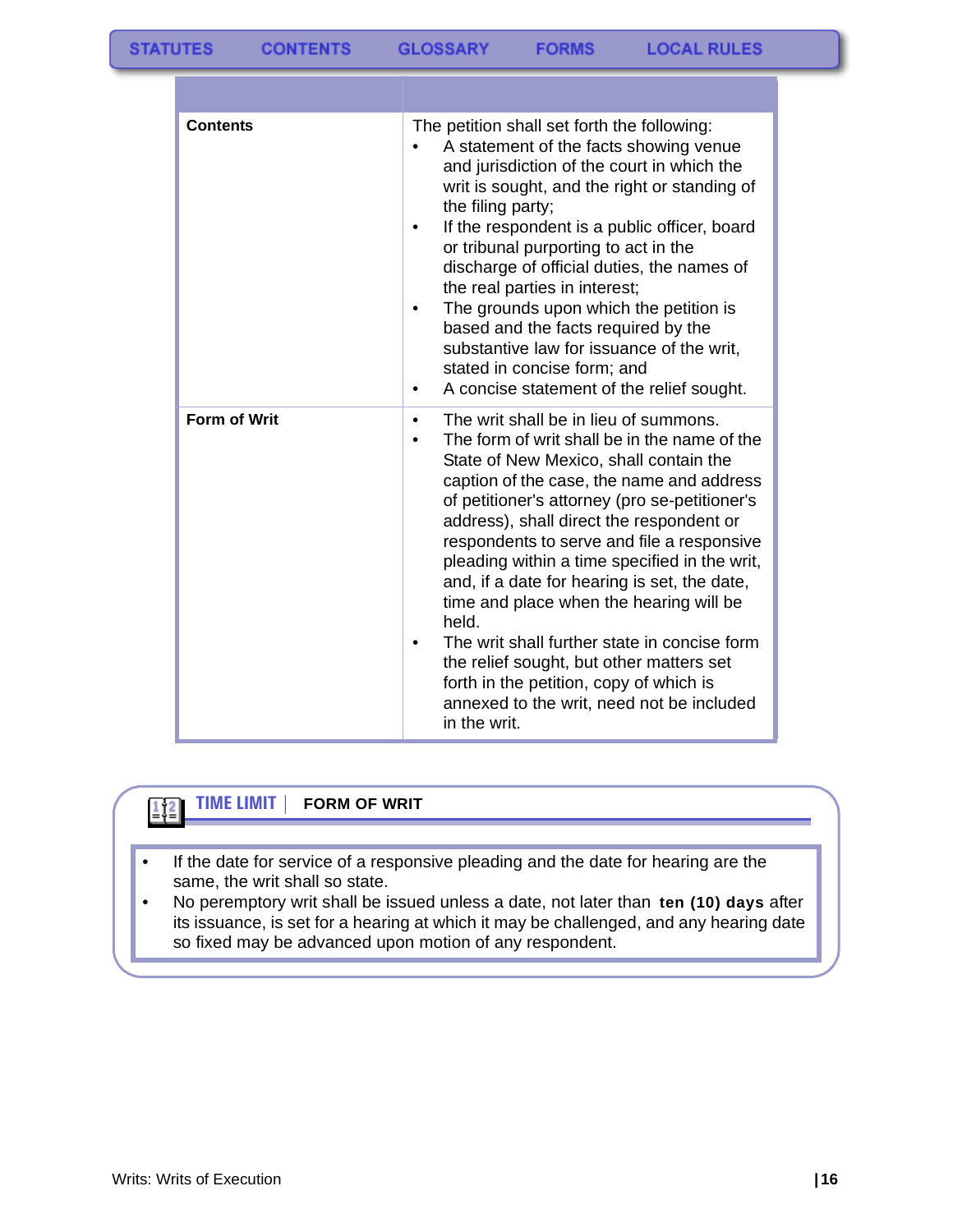| | |
|---|---|
| **Contents** | The petition shall set forth the following:<br>• A statement of the facts showing venue and jurisdiction of the court in which the writ is sought, and the right or standing of the filing party;<br>• If the respondent is a public officer, board or tribunal purporting to act in the discharge of official duties, the names of the real parties in interest;<br>• The grounds upon which the petition is based and the facts required by the substantive law for issuance of the writ, stated in concise form; and<br>• A concise statement of the relief sought. |
| **Form of Writ** | • The writ shall be in lieu of summons.<br>• The form of writ shall be in the name of the State of New Mexico, shall contain the caption of the case, the name and address of petitioner's attorney (pro se-petitioner's address), shall direct the respondent or respondents to serve and file a responsive pleading within a time specified in the writ, and, if a date for hearing is set, the date, time and place when the hearing will be held.<br>• The writ shall further state in concise form the relief sought, but other matters set forth in the petition, copy of which is annexed to the writ, need not be included in the writ. |

## TIME LIMIT | FORM OF WRIT

- If the date for service of a responsive pleading and the date for hearing are the same, the writ shall so state.
- No peremptory writ shall be issued unless a date, not later than **ten (10) days** after its issuance, is set for a hearing at which it may be challenged, and any hearing date so fixed may be advanced upon motion of any respondent.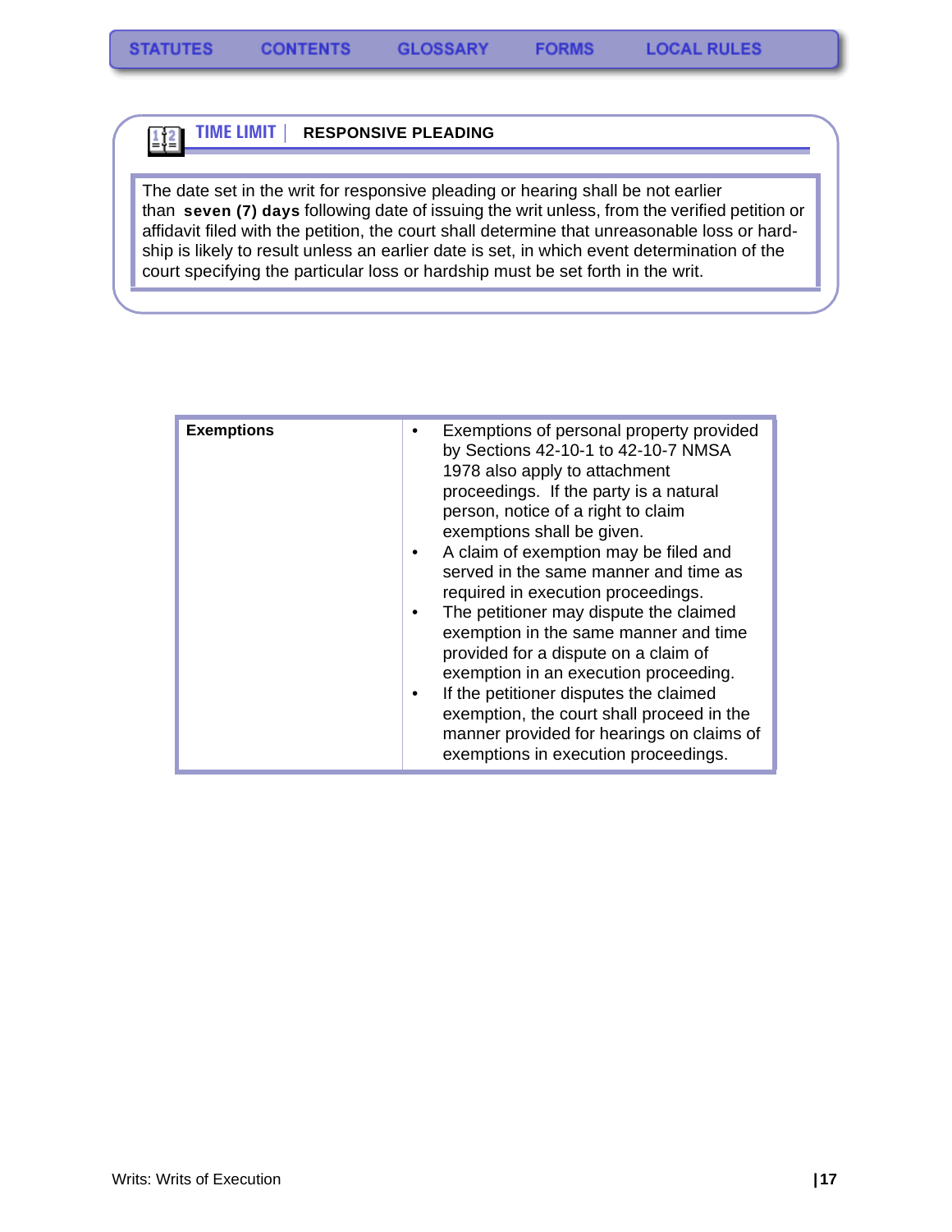STATUTES CONTENTS GLOSSARY FORMS LOCAL RULES

## TIME LIMIT | RESPONSIVE PLEADING

The date set in the writ for responsive pleading or hearing shall be not earlier than **seven (7) days** following date of issuing the writ unless, from the verified petition or affidavit filed with the petition, the court shall determine that unreasonable loss or hardship is likely to result unless an earlier date is set, in which event determination of the court specifying the particular loss or hardship must be set forth in the writ.

| **Exemptions** | • Exemptions of personal property provided by Sections 42-10-1 to 42-10-7 NMSA 1978 also apply to attachment proceedings. If the party is a natural person, notice of a right to claim exemptions shall be given.<br>• A claim of exemption may be filed and served in the same manner and time as required in execution proceedings.<br>• The petitioner may dispute the claimed exemption in the same manner and time provided for a dispute on a claim of exemption in an execution proceeding.<br>• If the petitioner disputes the claimed exemption, the court shall proceed in the manner provided for hearings on claims of exemptions in execution proceedings. |
|---|---|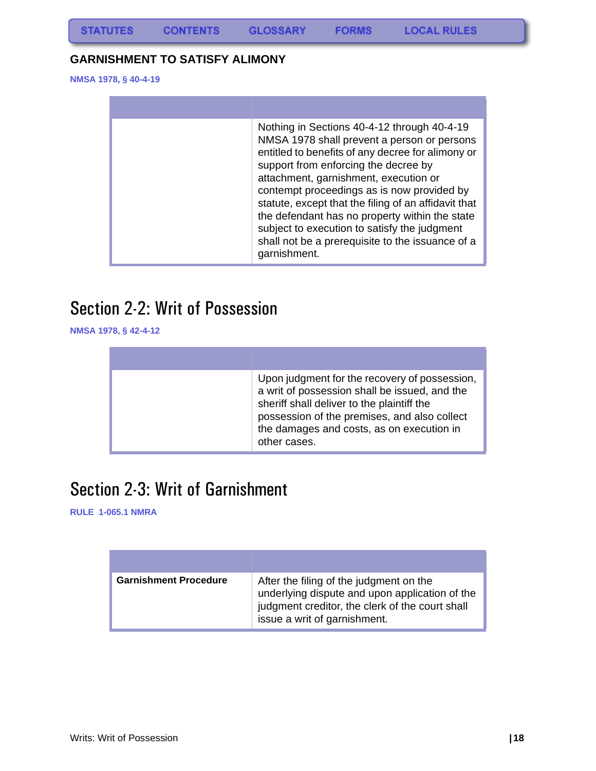STATUTES CONTENTS GLOSSARY FORMS LOCAL RULES

### GARNISHMENT TO SATISFY ALIMONY

**NMSA 1978, § 40-4-19**

| | |
|---|---|
| | Nothing in Sections 40-4-12 through 40-4-19 NMSA 1978 shall prevent a person or persons entitled to benefits of any decree for alimony or support from enforcing the decree by attachment, garnishment, execution or contempt proceedings as is now provided by statute, except that the filing of an affidavit that the defendant has no property within the state subject to execution to satisfy the judgment shall not be a prerequisite to the issuance of a garnishment. |

## Section 2-2: Writ of Possession

**NMSA 1978, § 42-4-12**

| | |
|---|---|
| | Upon judgment for the recovery of possession, a writ of possession shall be issued, and the sheriff shall deliver to the plaintiff the possession of the premises, and also collect the damages and costs, as on execution in other cases. |

## Section 2-3: Writ of Garnishment

**RULE 1-065.1 NMRA**

| | |
|---|---|
| **Garnishment Procedure** | After the filing of the judgment on the underlying dispute and upon application of the judgment creditor, the clerk of the court shall issue a writ of garnishment. |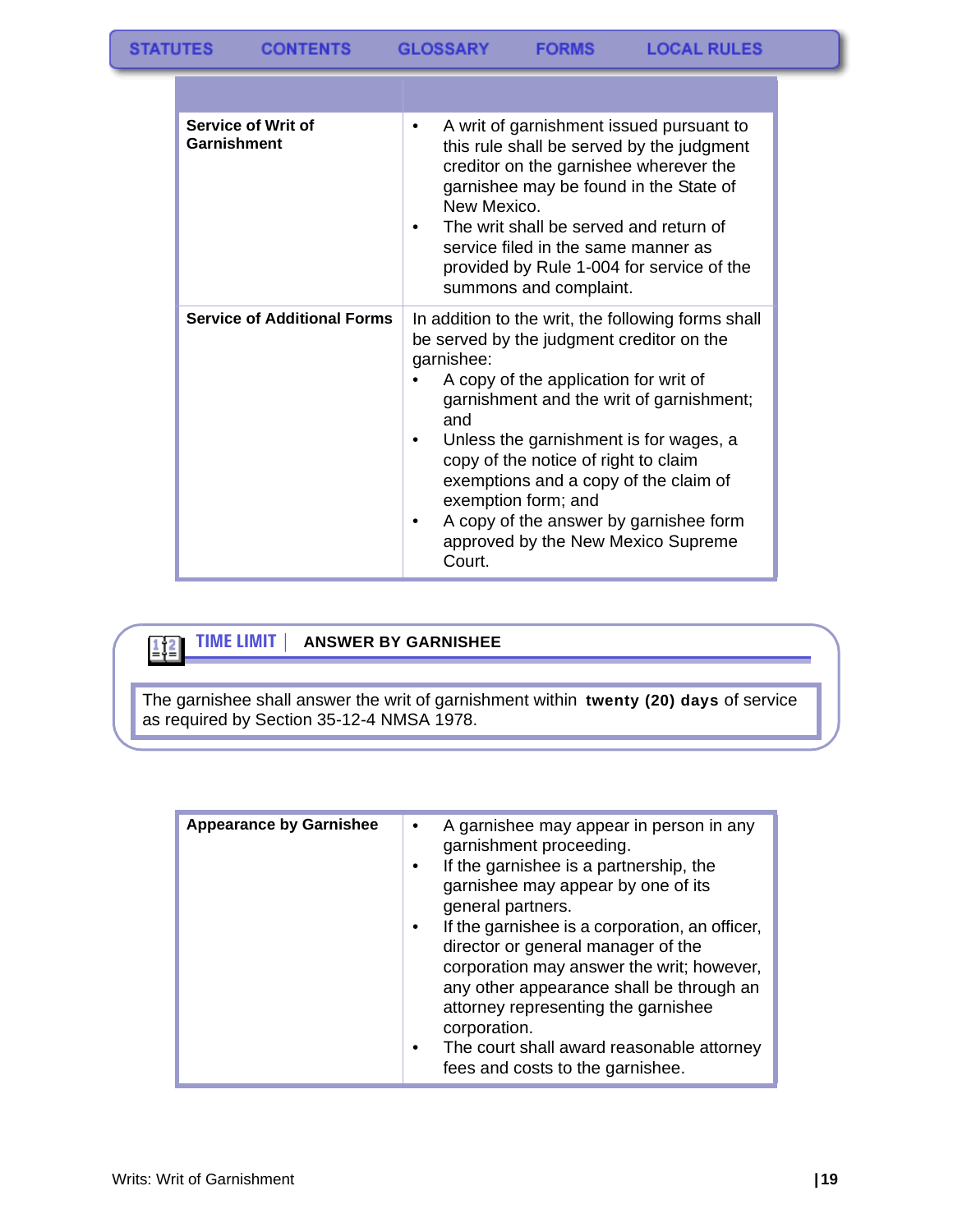| | |
|---|---|
| **Service of Writ of Garnishment** | • A writ of garnishment issued pursuant to this rule shall be served by the judgment creditor on the garnishee wherever the garnishee may be found in the State of New Mexico.<br>• The writ shall be served and return of service filed in the same manner as provided by Rule 1-004 for service of the summons and complaint. |
| **Service of Additional Forms** | In addition to the writ, the following forms shall be served by the judgment creditor on the garnishee:<br>• A copy of the application for writ of garnishment and the writ of garnishment; and<br>• Unless the garnishment is for wages, a copy of the notice of right to claim exemptions and a copy of the claim of exemption form; and<br>• A copy of the answer by garnishee form approved by the New Mexico Supreme Court. |

**TIME LIMIT | ANSWER BY GARNISHEE**

The garnishee shall answer the writ of garnishment within **twenty (20) days** of service as required by Section 35-12-4 NMSA 1978.

| | |
|---|---|
| **Appearance by Garnishee** | • A garnishee may appear in person in any garnishment proceeding.<br>• If the garnishee is a partnership, the garnishee may appear by one of its general partners.<br>• If the garnishee is a corporation, an officer, director or general manager of the corporation may answer the writ; however, any other appearance shall be through an attorney representing the garnishee corporation.<br>• The court shall award reasonable attorney fees and costs to the garnishee. |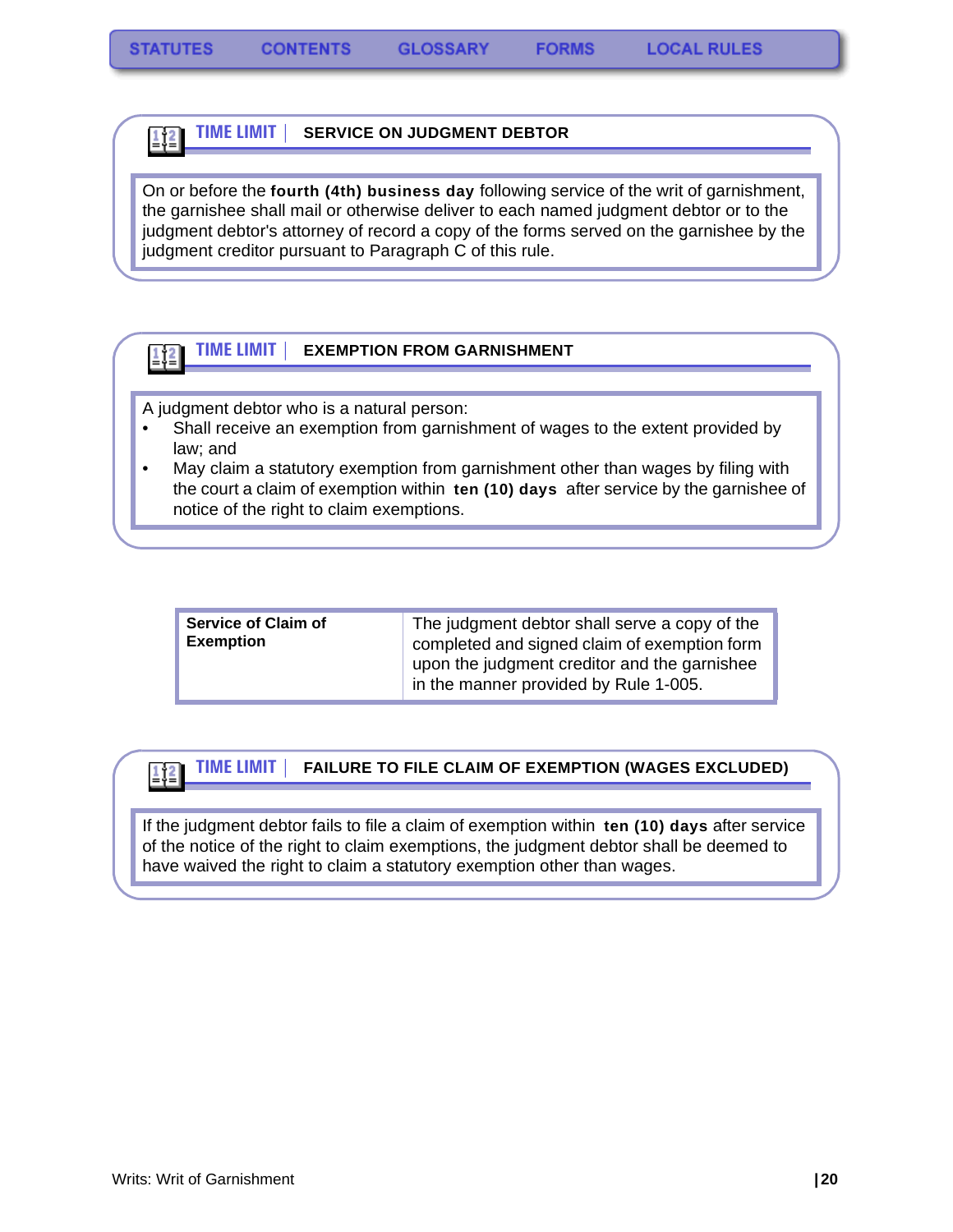STATUTES | CONTENTS | GLOSSARY | FORMS | LOCAL RULES

### TIME LIMIT | SERVICE ON JUDGMENT DEBTOR

On or before the **fourth (4th) business day** following service of the writ of garnishment, the garnishee shall mail or otherwise deliver to each named judgment debtor or to the judgment debtor's attorney of record a copy of the forms served on the garnishee by the judgment creditor pursuant to Paragraph C of this rule.

### TIME LIMIT | EXEMPTION FROM GARNISHMENT

A judgment debtor who is a natural person:

- Shall receive an exemption from garnishment of wages to the extent provided by law; and
- May claim a statutory exemption from garnishment other than wages by filing with the court a claim of exemption within **ten (10) days** after service by the garnishee of notice of the right to claim exemptions.

| **Service of Claim of Exemption** | The judgment debtor shall serve a copy of the completed and signed claim of exemption form upon the judgment creditor and the garnishee in the manner provided by Rule 1-005. |
|---|---|

### TIME LIMIT | FAILURE TO FILE CLAIM OF EXEMPTION (WAGES EXCLUDED)

If the judgment debtor fails to file a claim of exemption within **ten (10) days** after service of the notice of the right to claim exemptions, the judgment debtor shall be deemed to have waived the right to claim a statutory exemption other than wages.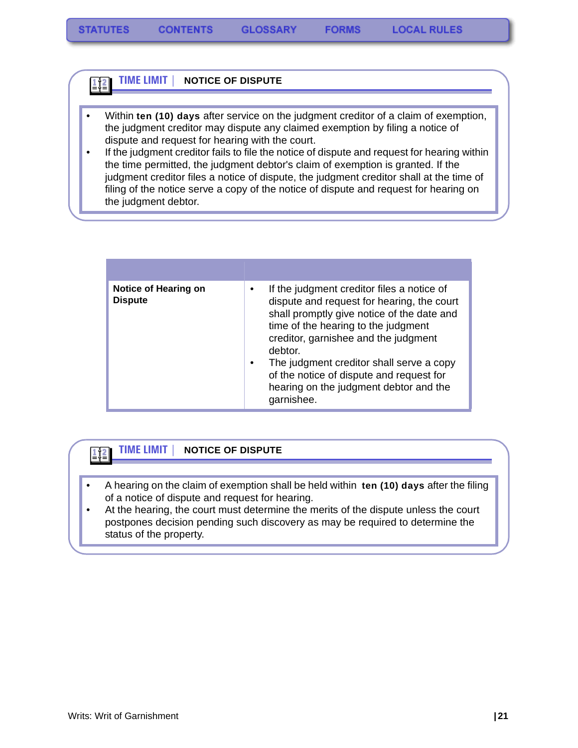**TIME LIMIT** | **NOTICE OF DISPUTE**

- Within **ten (10) days** after service on the judgment creditor of a claim of exemption, the judgment creditor may dispute any claimed exemption by filing a notice of dispute and request for hearing with the court.
- If the judgment creditor fails to file the notice of dispute and request for hearing within the time permitted, the judgment debtor's claim of exemption is granted. If the judgment creditor files a notice of dispute, the judgment creditor shall at the time of filing of the notice serve a copy of the notice of dispute and request for hearing on the judgment debtor.

| | |
|---|---|
| **Notice of Hearing on Dispute** | • If the judgment creditor files a notice of dispute and request for hearing, the court shall promptly give notice of the date and time of the hearing to the judgment creditor, garnishee and the judgment debtor.<br>• The judgment creditor shall serve a copy of the notice of dispute and request for hearing on the judgment debtor and the garnishee. |

**TIME LIMIT** | **NOTICE OF DISPUTE**

- A hearing on the claim of exemption shall be held within **ten (10) days** after the filing of a notice of dispute and request for hearing.
- At the hearing, the court must determine the merits of the dispute unless the court postpones decision pending such discovery as may be required to determine the status of the property.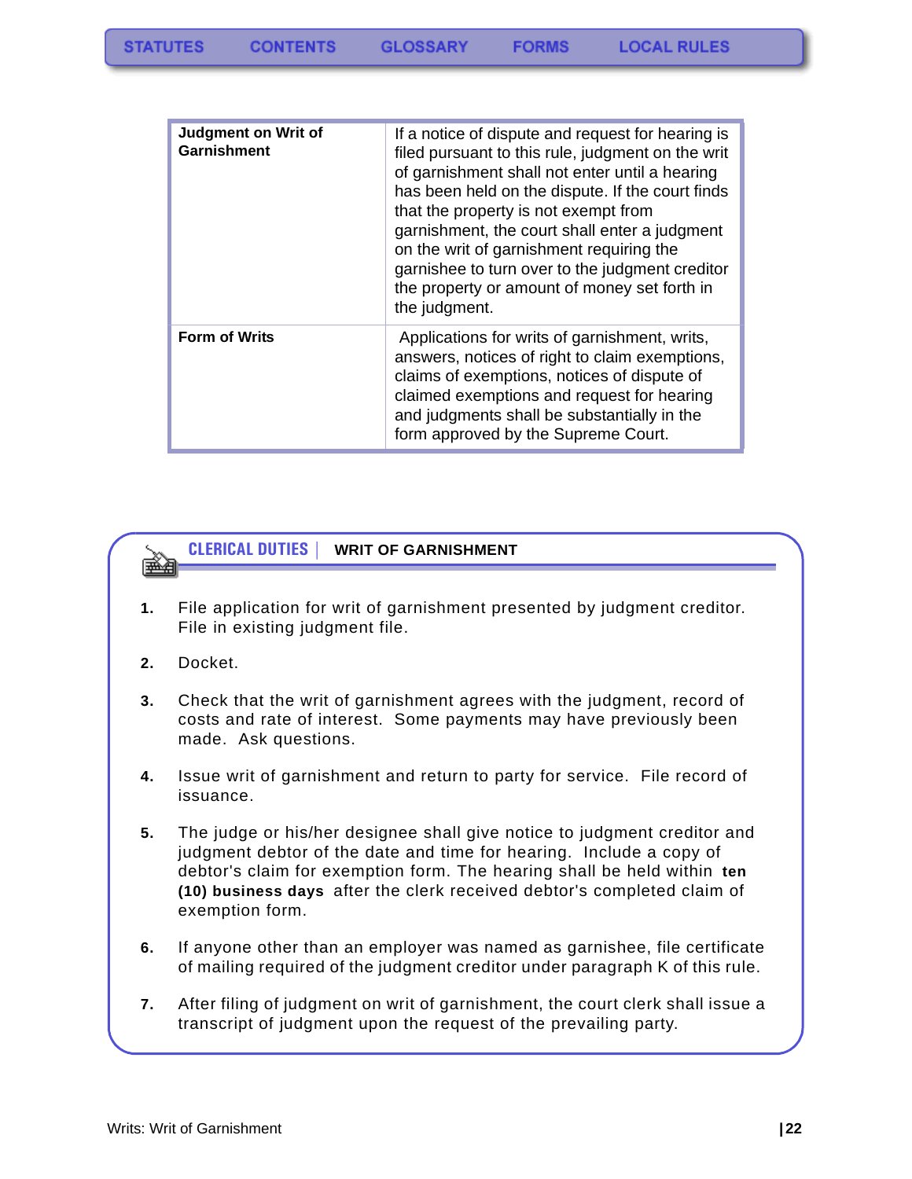| | |
|---|---|
| **Judgment on Writ of Garnishment** | If a notice of dispute and request for hearing is filed pursuant to this rule, judgment on the writ of garnishment shall not enter until a hearing has been held on the dispute. If the court finds that the property is not exempt from garnishment, the court shall enter a judgment on the writ of garnishment requiring the garnishee to turn over to the judgment creditor the property or amount of money set forth in the judgment. |
| **Form of Writs** | Applications for writs of garnishment, writs, answers, notices of right to claim exemptions, claims of exemptions, notices of dispute of claimed exemptions and request for hearing and judgments shall be substantially in the form approved by the Supreme Court. |

## CLERICAL DUTIES | WRIT OF GARNISHMENT

1. File application for writ of garnishment presented by judgment creditor. File in existing judgment file.
2. Docket.
3. Check that the writ of garnishment agrees with the judgment, record of costs and rate of interest. Some payments may have previously been made. Ask questions.
4. Issue writ of garnishment and return to party for service. File record of issuance.
5. The judge or his/her designee shall give notice to judgment creditor and judgment debtor of the date and time for hearing. Include a copy of debtor's claim for exemption form. The hearing shall be held within **ten (10) business days** after the clerk received debtor's completed claim of exemption form.
6. If anyone other than an employer was named as garnishee, file certificate of mailing required of the judgment creditor under paragraph K of this rule.
7. After filing of judgment on writ of garnishment, the court clerk shall issue a transcript of judgment upon the request of the prevailing party.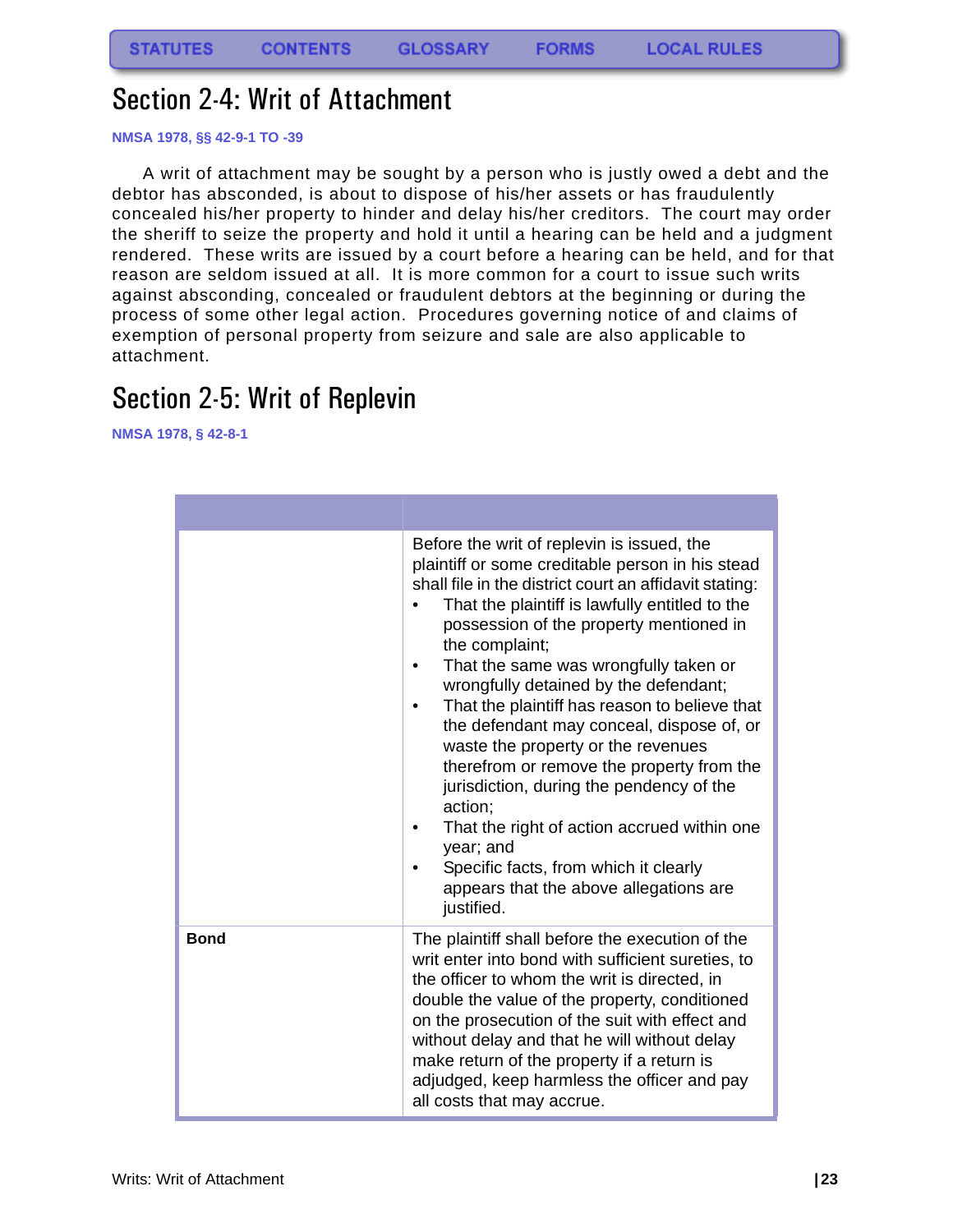## Section 2-4: Writ of Attachment

**NMSA 1978, §§ 42-9-1 TO -39**

A writ of attachment may be sought by a person who is justly owed a debt and the debtor has absconded, is about to dispose of his/her assets or has fraudulently concealed his/her property to hinder and delay his/her creditors. The court may order the sheriff to seize the property and hold it until a hearing can be held and a judgment rendered. These writs are issued by a court before a hearing can be held, and for that reason are seldom issued at all. It is more common for a court to issue such writs against absconding, concealed or fraudulent debtors at the beginning or during the process of some other legal action. Procedures governing notice of and claims of exemption of personal property from seizure and sale are also applicable to attachment.

## Section 2-5: Writ of Replevin

**NMSA 1978, § 42-8-1**

| | |
|---|---|
| | Before the writ of replevin is issued, the plaintiff or some creditable person in his stead shall file in the district court an affidavit stating:<br>• That the plaintiff is lawfully entitled to the possession of the property mentioned in the complaint;<br>• That the same was wrongfully taken or wrongfully detained by the defendant;<br>• That the plaintiff has reason to believe that the defendant may conceal, dispose of, or waste the property or the revenues therefrom or remove the property from the jurisdiction, during the pendency of the action;<br>• That the right of action accrued within one year; and<br>• Specific facts, from which it clearly appears that the above allegations are justified. |
| **Bond** | The plaintiff shall before the execution of the writ enter into bond with sufficient sureties, to the officer to whom the writ is directed, in double the value of the property, conditioned on the prosecution of the suit with effect and without delay and that he will without delay make return of the property if a return is adjudged, keep harmless the officer and pay all costs that may accrue. |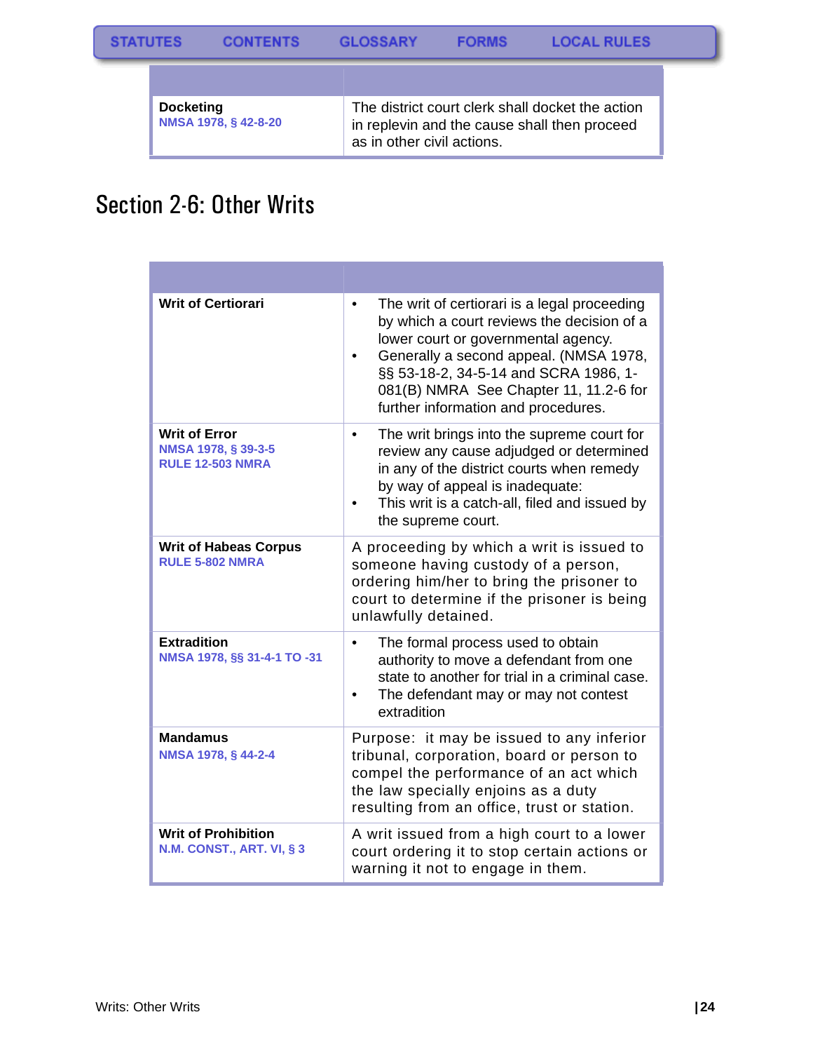STATUTES CONTENTS GLOSSARY FORMS LOCAL RULES

| | |
|---|---|
| **Docketing**<br>NMSA 1978, § 42-8-20 | The district court clerk shall docket the action in replevin and the cause shall then proceed as in other civil actions. |

# Section 2-6: Other Writs

| | |
|---|---|
| **Writ of Certiorari** | • The writ of certiorari is a legal proceeding by which a court reviews the decision of a lower court or governmental agency.<br>• Generally a second appeal. (NMSA 1978, §§ 53-18-2, 34-5-14 and SCRA 1986, 1-081(B) NMRA See Chapter 11, 11.2-6 for further information and procedures. |
| **Writ of Error**<br>NMSA 1978, § 39-3-5<br>RULE 12-503 NMRA | • The writ brings into the supreme court for review any cause adjudged or determined in any of the district courts when remedy by way of appeal is inadequate:<br>• This writ is a catch-all, filed and issued by the supreme court. |
| **Writ of Habeas Corpus**<br>RULE 5-802 NMRA | A proceeding by which a writ is issued to someone having custody of a person, ordering him/her to bring the prisoner to court to determine if the prisoner is being unlawfully detained. |
| **Extradition**<br>NMSA 1978, §§ 31-4-1 TO -31 | • The formal process used to obtain authority to move a defendant from one state to another for trial in a criminal case.<br>• The defendant may or may not contest extradition |
| **Mandamus**<br>NMSA 1978, § 44-2-4 | Purpose: it may be issued to any inferior tribunal, corporation, board or person to compel the performance of an act which the law specially enjoins as a duty resulting from an office, trust or station. |
| **Writ of Prohibition**<br>N.M. CONST., ART. VI, § 3 | A writ issued from a high court to a lower court ordering it to stop certain actions or warning it not to engage in them. |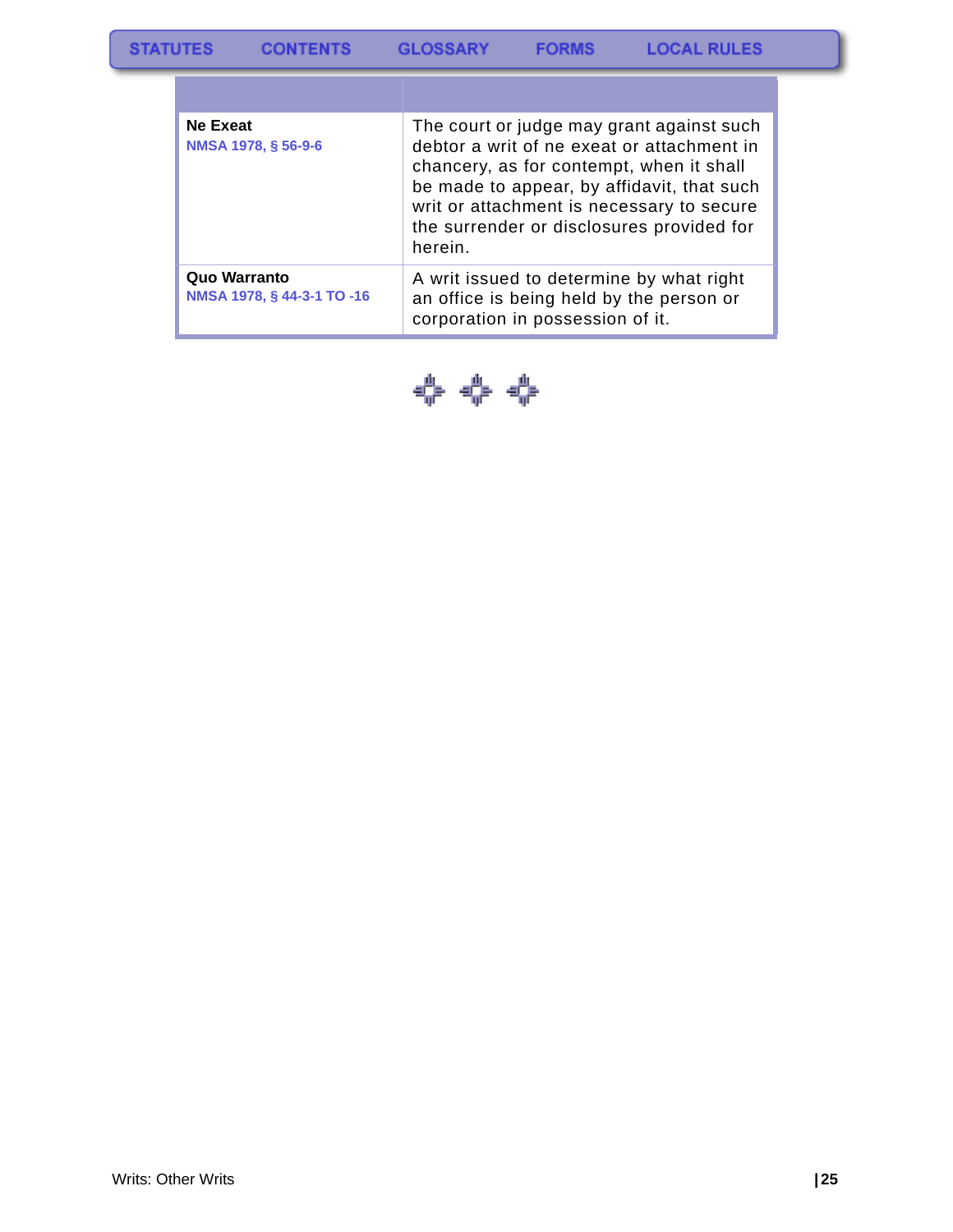| | |
|---|---|
| **Ne Exeat**<br>NMSA 1978, § 56-9-6 | The court or judge may grant against such debtor a writ of ne exeat or attachment in chancery, as for contempt, when it shall be made to appear, by affidavit, that such writ or attachment is necessary to secure the surrender or disclosures provided for herein. |
| **Quo Warranto**<br>NMSA 1978, § 44-3-1 TO -16 | A writ issued to determine by what right an office is being held by the person or corporation in possession of it. |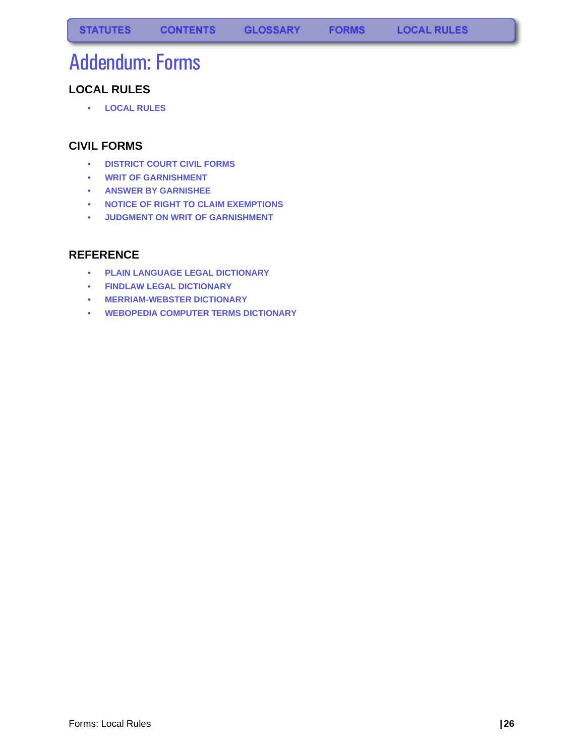# Addendum: Forms

## LOCAL RULES

- LOCAL RULES

## CIVIL FORMS

- DISTRICT COURT CIVIL FORMS
- WRIT OF GARNISHMENT
- ANSWER BY GARNISHEE
- NOTICE OF RIGHT TO CLAIM EXEMPTIONS
- JUDGMENT ON WRIT OF GARNISHMENT

## REFERENCE

- PLAIN LANGUAGE LEGAL DICTIONARY
- FINDLAW LEGAL DICTIONARY
- MERRIAM-WEBSTER DICTIONARY
- WEBOPEDIA COMPUTER TERMS DICTIONARY